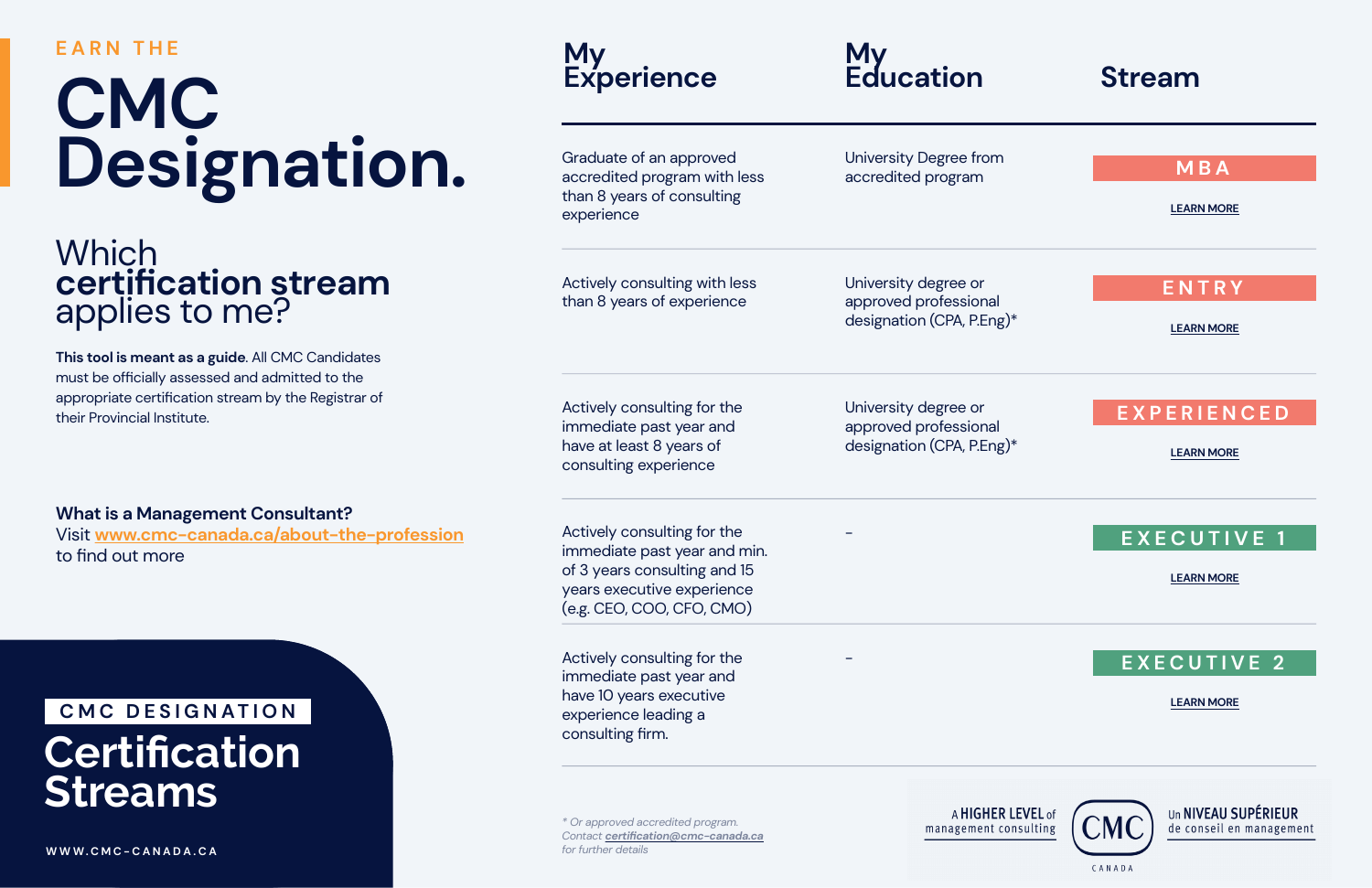EARN THE

# CMC Designation.

## Which **certification stream** applies to me?

**This tool is meant as a guide**. All CMC Candidates must be officially assessed and admitted to the appropriate certification stream by the Registrar of their Provincial Institute.

**What is a Management Consultant?**
Visit www.cmc-canada.ca/about-the-profession to find out more

| My Experience | My Education | Stream |
|---|---|---|
| Graduate of an approved accredited program with less than 8 years of consulting experience | University Degree from accredited program | MBA<br>LEARN MORE |
| Actively consulting with less than 8 years of experience | University degree or approved professional designation (CPA, P.Eng)* | ENTRY<br>LEARN MORE |
| Actively consulting for the immediate past year and have at least 8 years of consulting experience | University degree or approved professional designation (CPA, P.Eng)* | EXPERIENCED<br>LEARN MORE |
| Actively consulting for the immediate past year and min. of 3 years consulting and 15 years executive experience (e.g. CEO, COO, CFO, CMO) | - | EXECUTIVE 1<br>LEARN MORE |
| Actively consulting for the immediate past year and have 10 years executive experience leading a consulting firm. | - | EXECUTIVE 2<br>LEARN MORE |

*\* Or approved accredited program. Contact certification@cmc-canada.ca for further details*

CMC DESIGNATION

## Certification Streams

WWW.CMC-CANADA.CA

A HIGHER LEVEL of management consulting — CMC CANADA — Un NIVEAU SUPÉRIEUR de conseil en management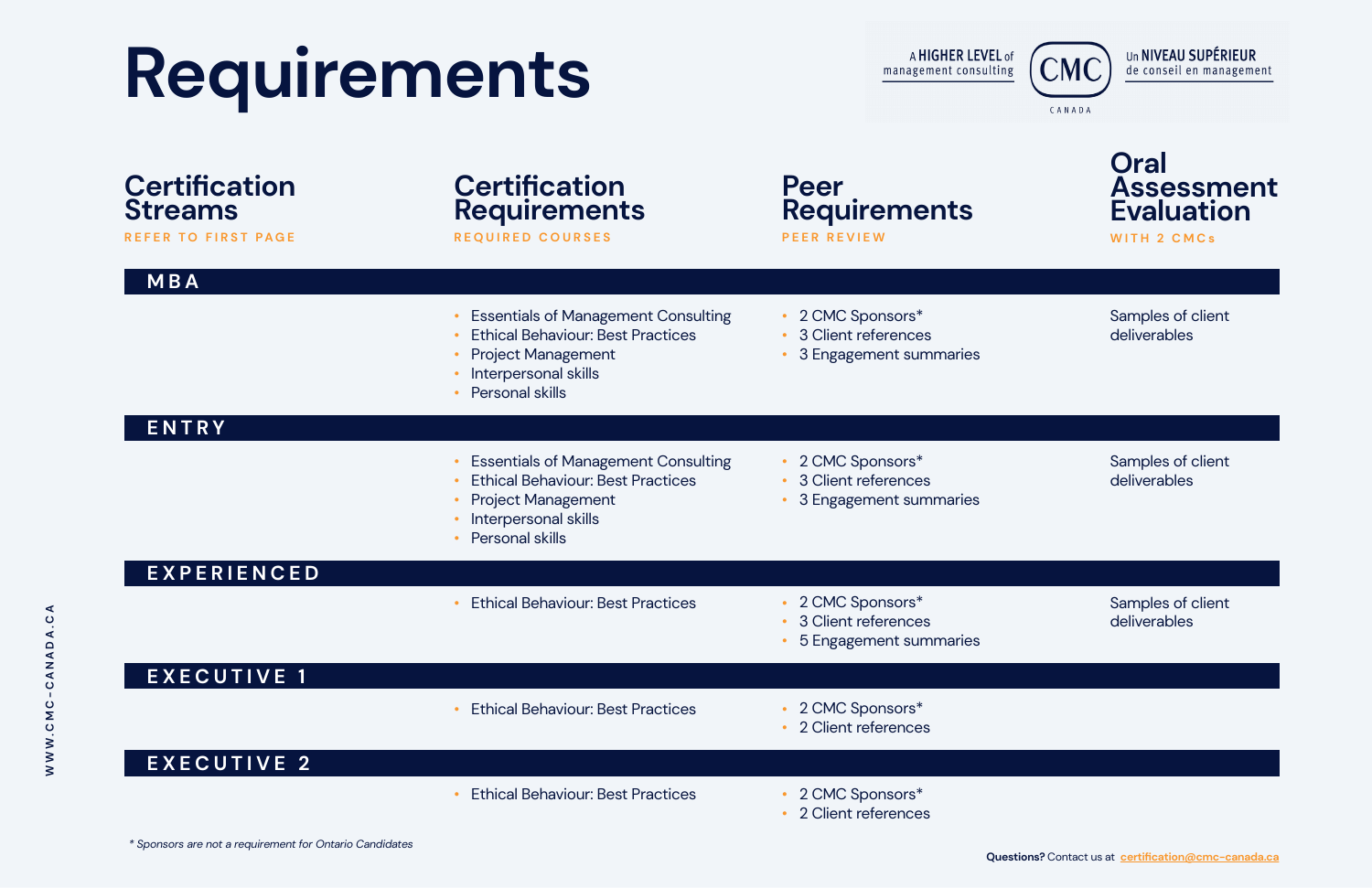# Requirements

A HIGHER LEVEL of management consulting | CMC CANADA | Un NIVEAU SUPÉRIEUR de conseil en management

| Certification Streams<br>REFER TO FIRST PAGE | Certification Requirements<br>REQUIRED COURSES | Peer Requirements<br>PEER REVIEW | Oral Assessment Evaluation<br>WITH 2 CMCs |
|---|---|---|---|
| **MBA** | | | |
| | • Essentials of Management Consulting<br>• Ethical Behaviour: Best Practices<br>• Project Management<br>• Interpersonal skills<br>• Personal skills | • 2 CMC Sponsors*<br>• 3 Client references<br>• 3 Engagement summaries | Samples of client deliverables |
| **ENTRY** | | | |
| | • Essentials of Management Consulting<br>• Ethical Behaviour: Best Practices<br>• Project Management<br>• Interpersonal skills<br>• Personal skills | • 2 CMC Sponsors*<br>• 3 Client references<br>• 3 Engagement summaries | Samples of client deliverables |
| **EXPERIENCED** | | | |
| | • Ethical Behaviour: Best Practices | • 2 CMC Sponsors*<br>• 3 Client references<br>• 5 Engagement summaries | Samples of client deliverables |
| **EXECUTIVE 1** | | | |
| | • Ethical Behaviour: Best Practices | • 2 CMC Sponsors*<br>• 2 Client references | |
| **EXECUTIVE 2** | | | |
| | • Ethical Behaviour: Best Practices | • 2 CMC Sponsors*<br>• 2 Client references | |

*\* Sponsors are not a requirement for Ontario Candidates*

WWW.CMC-CANADA.CA

**Questions?** Contact us at certification@cmc-canada.ca